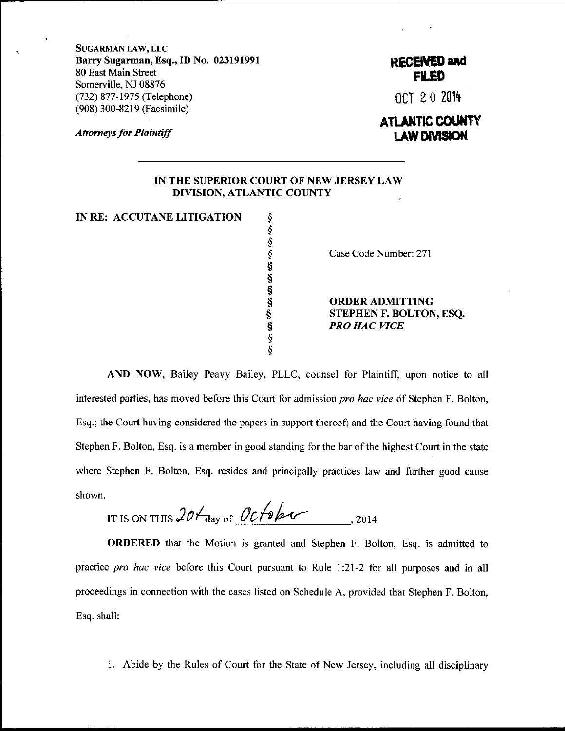SUGARMAN LAW, LLC
**Barry Sugarman, Esq., ID No. 023191991**
80 East Main Street
Somerville, NJ 08876
(732) 877-1975 (Telephone)
(908) 300-8219 (Facsimile)

*Attorneys for Plaintiff*

**RECEIVED and FILED**

OCT 20 2014

**ATLANTIC COUNTY LAW DIVISION**

**IN THE SUPERIOR COURT OF NEW JERSEY LAW DIVISION, ATLANTIC COUNTY**

**IN RE: ACCUTANE LITIGATION**

Case Code Number: 271

**ORDER ADMITTING STEPHEN F. BOLTON, ESQ. *PRO HAC VICE***

**AND NOW**, Bailey Peavy Bailey, PLLC, counsel for Plaintiff, upon notice to all interested parties, has moved before this Court for admission *pro hac vice* of Stephen F. Bolton, Esq.; the Court having considered the papers in support thereof; and the Court having found that Stephen F. Bolton, Esq. is a member in good standing for the bar of the highest Court in the state where Stephen F. Bolton, Esq. resides and principally practices law and further good cause shown.

IT IS ON THIS 20th day of October, 2014

**ORDERED** that the Motion is granted and Stephen F. Bolton, Esq. is admitted to practice *pro hac vice* before this Court pursuant to Rule 1:21-2 for all purposes and in all proceedings in connection with the cases listed on Schedule A, provided that Stephen F. Bolton, Esq. shall:

1. Abide by the Rules of Court for the State of New Jersey, including all disciplinary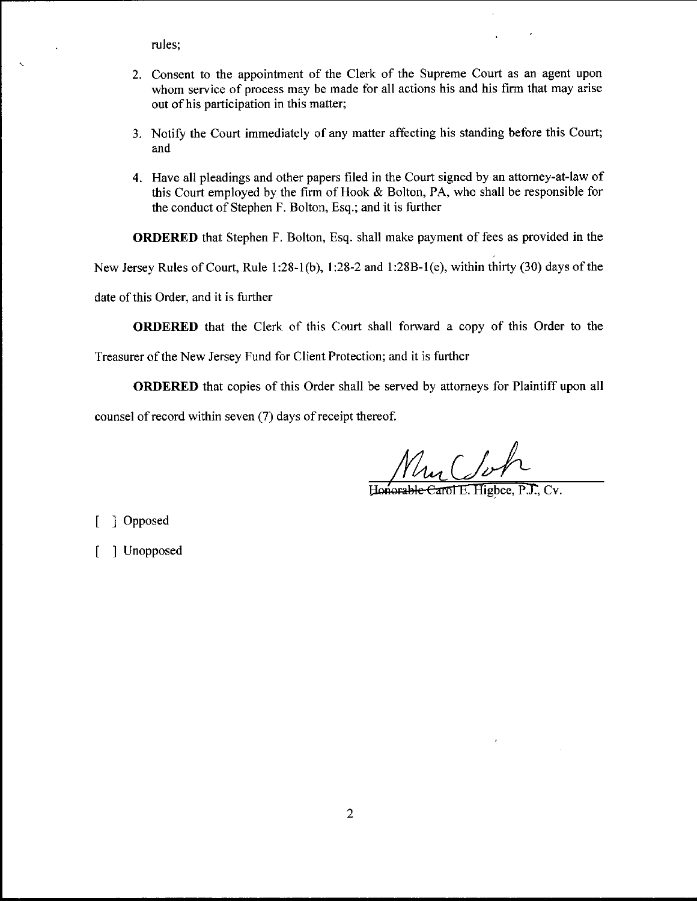rules;

2. Consent to the appointment of the Clerk of the Supreme Court as an agent upon whom service of process may be made for all actions his and his firm that may arise out of his participation in this matter;

3. Notify the Court immediately of any matter affecting his standing before this Court; and

4. Have all pleadings and other papers filed in the Court signed by an attorney-at-law of this Court employed by the firm of Hook & Bolton, PA, who shall be responsible for the conduct of Stephen F. Bolton, Esq.; and it is further

**ORDERED** that Stephen F. Bolton, Esq. shall make payment of fees as provided in the New Jersey Rules of Court, Rule 1:28-1(b), 1:28-2 and 1:28B-1(e), within thirty (30) days of the date of this Order, and it is further

**ORDERED** that the Clerk of this Court shall forward a copy of this Order to the Treasurer of the New Jersey Fund for Client Protection; and it is further

**ORDERED** that copies of this Order shall be served by attorneys for Plaintiff upon all counsel of record within seven (7) days of receipt thereof.

~~Honorable Carol~~ E. Higbee, P.J., Cv.

[ ] Opposed

[ ] Unopposed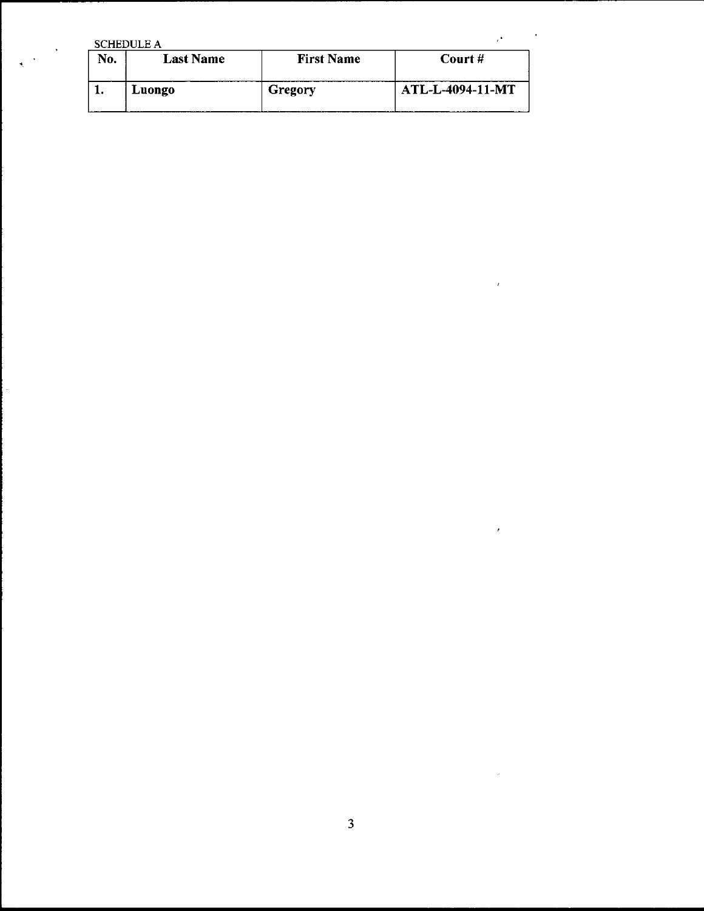SCHEDULE A

| No. | Last Name | First Name | Court # |
|---|---|---|---|
| 1. | Luongo | Gregory | ATL-L-4094-11-MT |